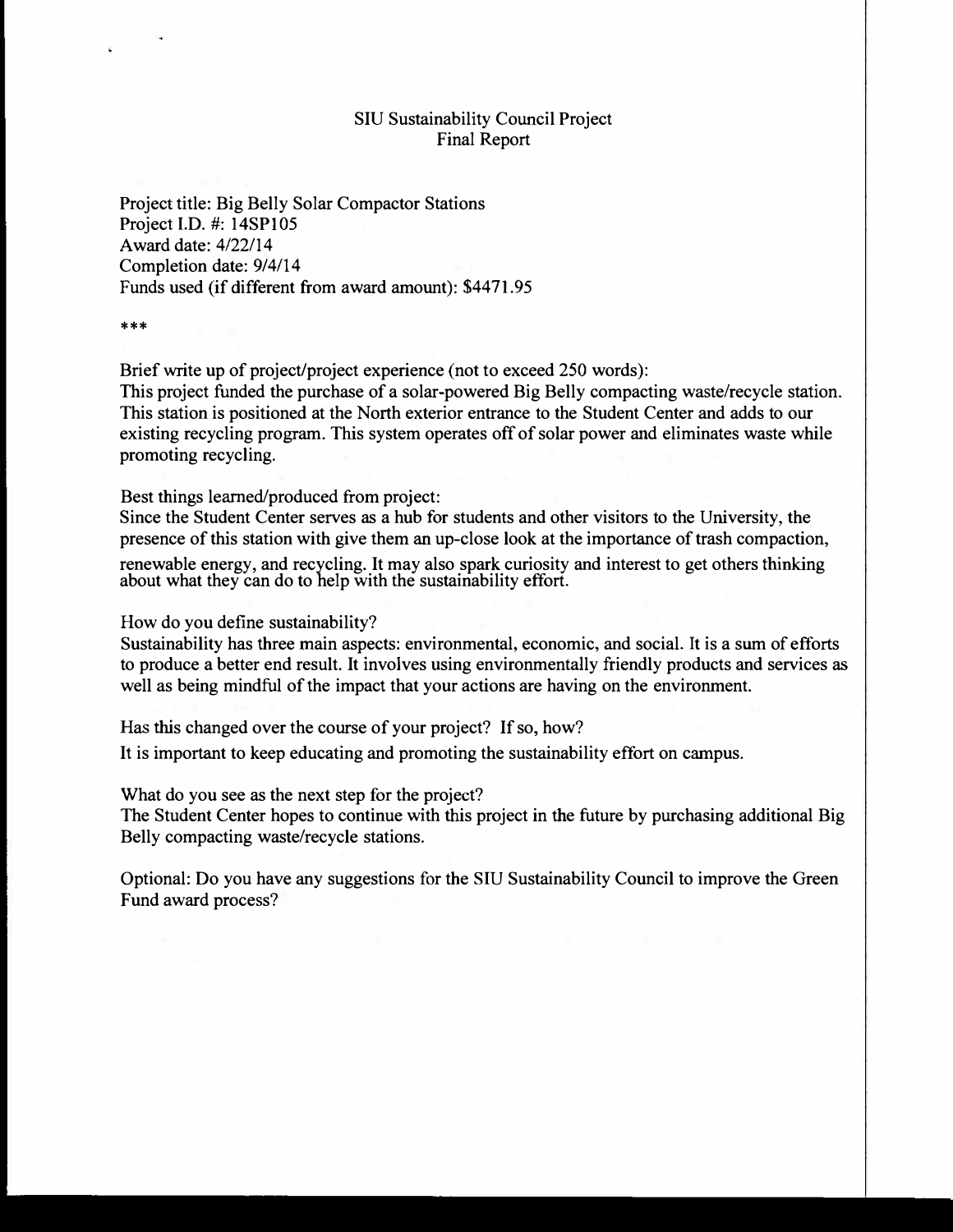# SIU Sustainability Council Project
## Final Report

Project title: Big Belly Solar Compactor Stations
Project I.D. #: 14SP105
Award date: 4/22/14
Completion date: 9/4/14
Funds used (if different from award amount): $4471.95

***

Brief write up of project/project experience (not to exceed 250 words):
This project funded the purchase of a solar-powered Big Belly compacting waste/recycle station. This station is positioned at the North exterior entrance to the Student Center and adds to our existing recycling program. This system operates off of solar power and eliminates waste while promoting recycling.

Best things learned/produced from project:
Since the Student Center serves as a hub for students and other visitors to the University, the presence of this station with give them an up-close look at the importance of trash compaction, renewable energy, and recycling. It may also spark curiosity and interest to get others thinking about what they can do to help with the sustainability effort.

How do you define sustainability?
Sustainability has three main aspects: environmental, economic, and social. It is a sum of efforts to produce a better end result. It involves using environmentally friendly products and services as well as being mindful of the impact that your actions are having on the environment.

Has this changed over the course of your project? If so, how?
It is important to keep educating and promoting the sustainability effort on campus.

What do you see as the next step for the project?
The Student Center hopes to continue with this project in the future by purchasing additional Big Belly compacting waste/recycle stations.

Optional: Do you have any suggestions for the SIU Sustainability Council to improve the Green Fund award process?